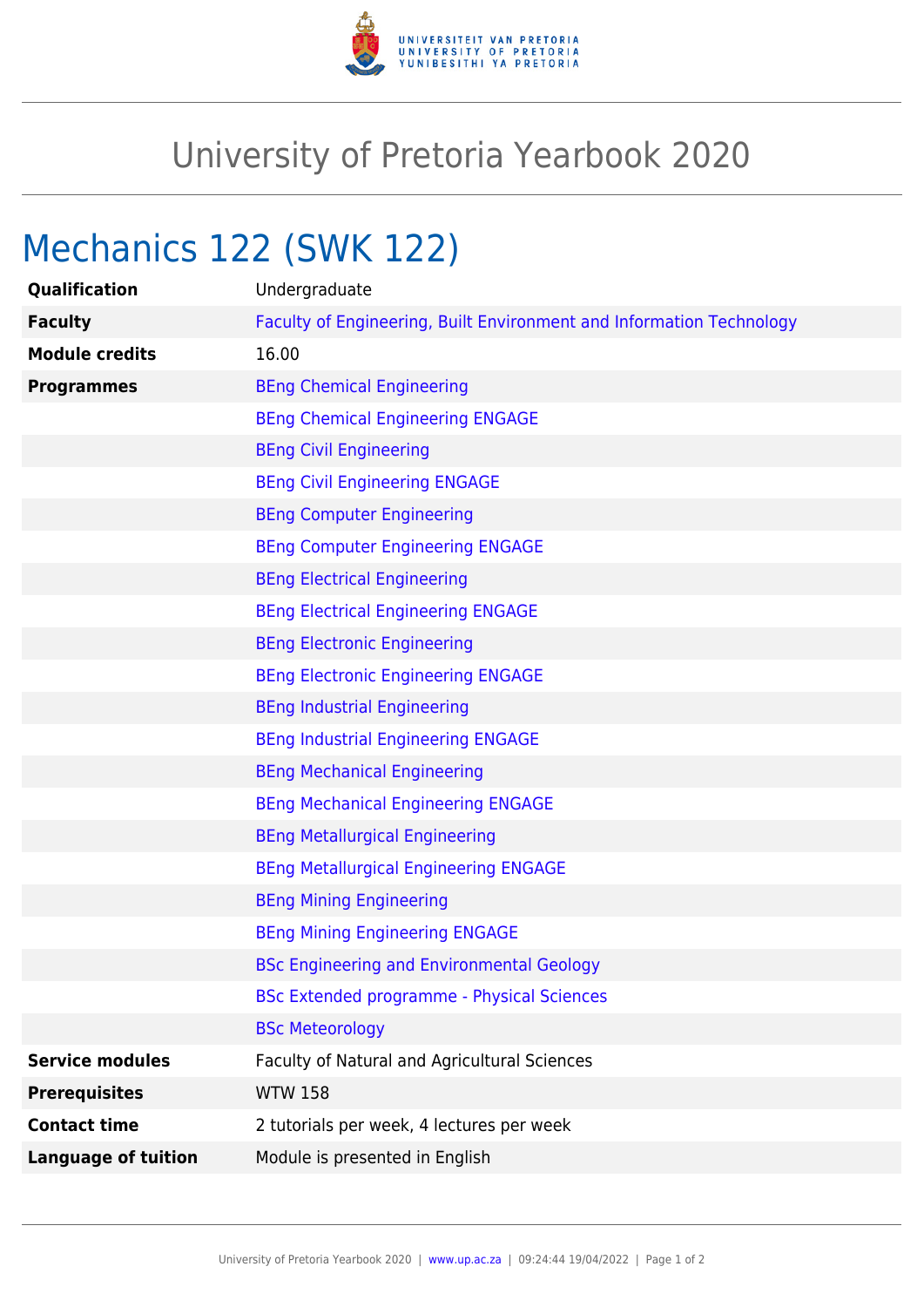# University of Pretoria Yearbook 2020

## Mechanics 122 (SWK 122)

| | |
|---|---|
| **Qualification** | Undergraduate |
| **Faculty** | Faculty of Engineering, Built Environment and Information Technology |
| **Module credits** | 16.00 |
| **Programmes** | BEng Chemical Engineering |
| | BEng Chemical Engineering ENGAGE |
| | BEng Civil Engineering |
| | BEng Civil Engineering ENGAGE |
| | BEng Computer Engineering |
| | BEng Computer Engineering ENGAGE |
| | BEng Electrical Engineering |
| | BEng Electrical Engineering ENGAGE |
| | BEng Electronic Engineering |
| | BEng Electronic Engineering ENGAGE |
| | BEng Industrial Engineering |
| | BEng Industrial Engineering ENGAGE |
| | BEng Mechanical Engineering |
| | BEng Mechanical Engineering ENGAGE |
| | BEng Metallurgical Engineering |
| | BEng Metallurgical Engineering ENGAGE |
| | BEng Mining Engineering |
| | BEng Mining Engineering ENGAGE |
| | BSc Engineering and Environmental Geology |
| | BSc Extended programme - Physical Sciences |
| | BSc Meteorology |
| **Service modules** | Faculty of Natural and Agricultural Sciences |
| **Prerequisites** | WTW 158 |
| **Contact time** | 2 tutorials per week, 4 lectures per week |
| **Language of tuition** | Module is presented in English |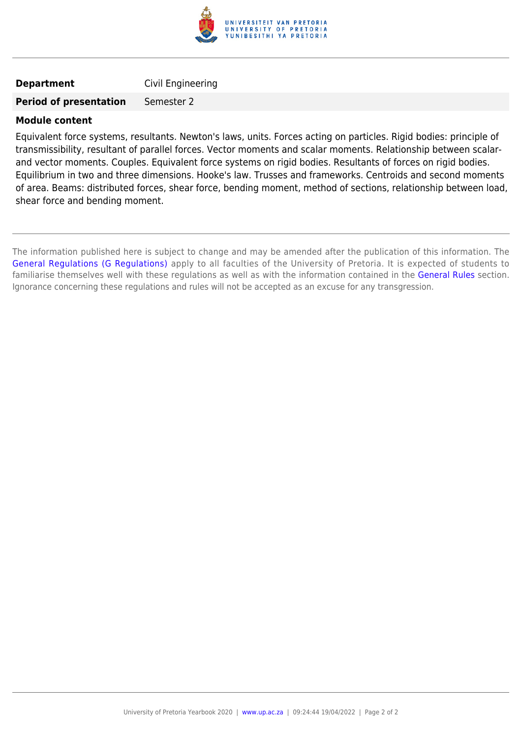| | |
|---|---|
| **Department** | Civil Engineering |
| **Period of presentation** | Semester 2 |

**Module content**

Equivalent force systems, resultants. Newton's laws, units. Forces acting on particles. Rigid bodies: principle of transmissibility, resultant of parallel forces. Vector moments and scalar moments. Relationship between scalar- and vector moments. Couples. Equivalent force systems on rigid bodies. Resultants of forces on rigid bodies. Equilibrium in two and three dimensions. Hooke's law. Trusses and frameworks. Centroids and second moments of area. Beams: distributed forces, shear force, bending moment, method of sections, relationship between load, shear force and bending moment.

The information published here is subject to change and may be amended after the publication of this information. The General Regulations (G Regulations) apply to all faculties of the University of Pretoria. It is expected of students to familiarise themselves well with these regulations as well as with the information contained in the General Rules section. Ignorance concerning these regulations and rules will not be accepted as an excuse for any transgression.